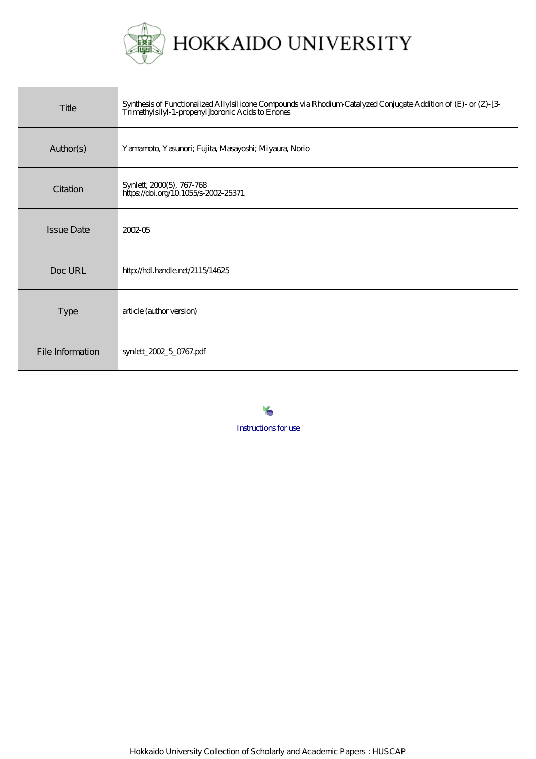# HOKKAIDO UNIVERSITY

| Title | Synthesis of Functionalized Allylsilicone Compounds via Rhodium-Catalyzed Conjugate Addition of (E)- or (Z)-[3-Trimethylsilyl-1-propenyl]boronic Acids to Enones |
|---|---|
| Author(s) | Yamamoto, Yasunori; Fujita, Masayoshi; Miyaura, Norio |
| Citation | Synlett, 2000(5), 767-768<br>https://doi.org/10.1055/s-2002-25371 |
| Issue Date | 2002-05 |
| Doc URL | http://hdl.handle.net/2115/14625 |
| Type | article (author version) |
| File Information | synlett_2002_5_0767.pdf |

Instructions for use

Hokkaido University Collection of Scholarly and Academic Papers : HUSCAP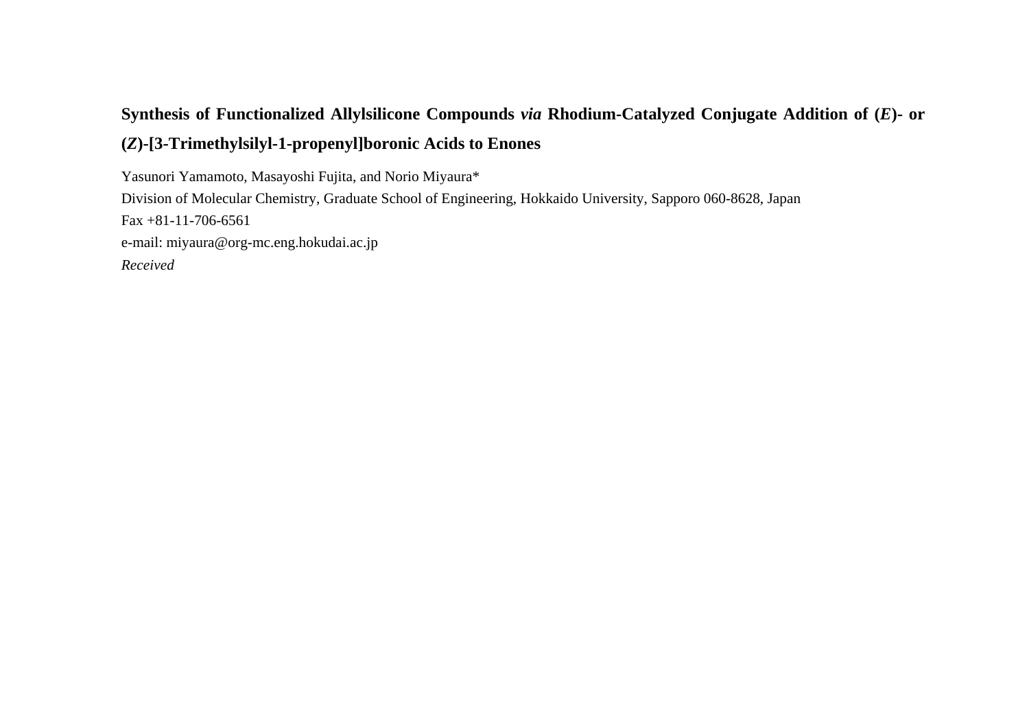# Synthesis of Functionalized Allylsilicone Compounds *via* Rhodium-Catalyzed Conjugate Addition of (*E*)- or (*Z*)-[3-Trimethylsilyl-1-propenyl]boronic Acids to Enones

Yasunori Yamamoto, Masayoshi Fujita, and Norio Miyaura*

Division of Molecular Chemistry, Graduate School of Engineering, Hokkaido University, Sapporo 060-8628, Japan

Fax +81-11-706-6561

e-mail: miyaura@org-mc.eng.hokudai.ac.jp

*Received*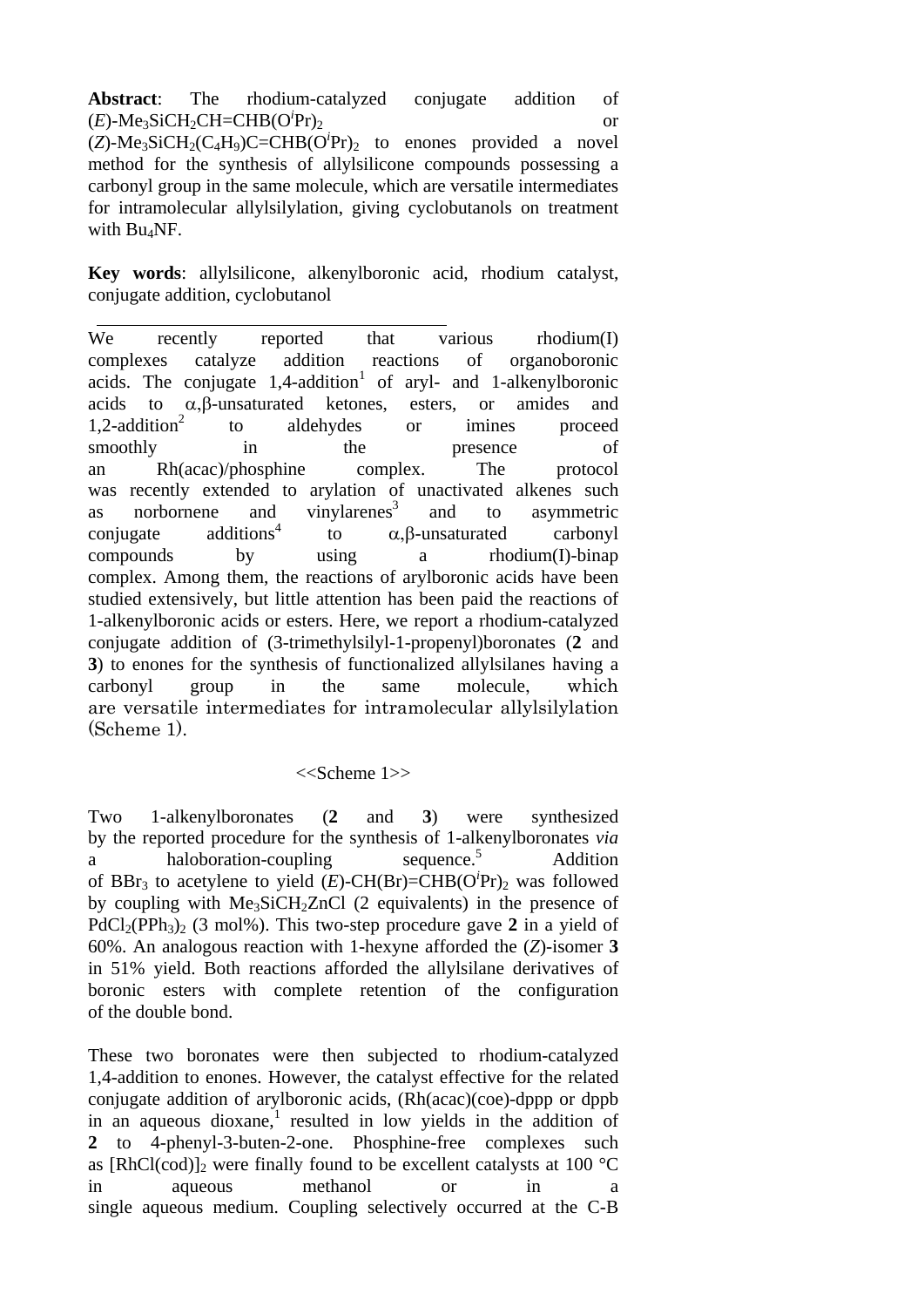**Abstract**: The rhodium-catalyzed conjugate addition of ($E$)-$Me_3SiCH_2CH{=}CHB(O^iPr)_2$ or ($Z$)-$Me_3SiCH_2(C_4H_9)C{=}CHB(O^iPr)_2$ to enones provided a novel method for the synthesis of allylsilicone compounds possessing a carbonyl group in the same molecule, which are versatile intermediates for intramolecular allylsilylation, giving cyclobutanols on treatment with $Bu_4NF$.

**Key words**: allylsilicone, alkenylboronic acid, rhodium catalyst, conjugate addition, cyclobutanol

---

We recently reported that various rhodium(I) complexes catalyze addition reactions of organoboronic acids. The conjugate 1,4-addition[1] of aryl- and 1-alkenylboronic acids to α,β-unsaturated ketones, esters, or amides and 1,2-addition[2] to aldehydes or imines proceed smoothly in the presence of an Rh(acac)/phosphine complex. The protocol was recently extended to arylation of unactivated alkenes such as norbornene and vinylarenes[3] and to asymmetric conjugate additions[4] to α,β-unsaturated carbonyl compounds by using a rhodium(I)-binap complex. Among them, the reactions of arylboronic acids have been studied extensively, but little attention has been paid the reactions of 1-alkenylboronic acids or esters. Here, we report a rhodium-catalyzed conjugate addition of (3-trimethylsilyl-1-propenyl)boronates (**2** and **3**) to enones for the synthesis of functionalized allylsilanes having a carbonyl group in the same molecule, which are versatile intermediates for intramolecular allylsilylation (Scheme 1).

<<Scheme 1>>

Two 1-alkenylboronates (**2** and **3**) were synthesized by the reported procedure for the synthesis of 1-alkenylboronates *via* a haloboration-coupling sequence.[5] Addition of $BBr_3$ to acetylene to yield ($E$)-$CH(Br){=}CHB(O^iPr)_2$ was followed by coupling with $Me_3SiCH_2ZnCl$ (2 equivalents) in the presence of $PdCl_2(PPh_3)_2$ (3 mol%). This two-step procedure gave **2** in a yield of 60%. An analogous reaction with 1-hexyne afforded the ($Z$)-isomer **3** in 51% yield. Both reactions afforded the allylsilane derivatives of boronic esters with complete retention of the configuration of the double bond.

These two boronates were then subjected to rhodium-catalyzed 1,4-addition to enones. However, the catalyst effective for the related conjugate addition of arylboronic acids, (Rh(acac)(coe)-dppp or dppb in an aqueous dioxane,[1] resulted in low yields in the addition of **2** to 4-phenyl-3-buten-2-one. Phosphine-free complexes such as $[RhCl(cod)]_2$ were finally found to be excellent catalysts at 100 °C in aqueous methanol or in a single aqueous medium. Coupling selectively occurred at the C-B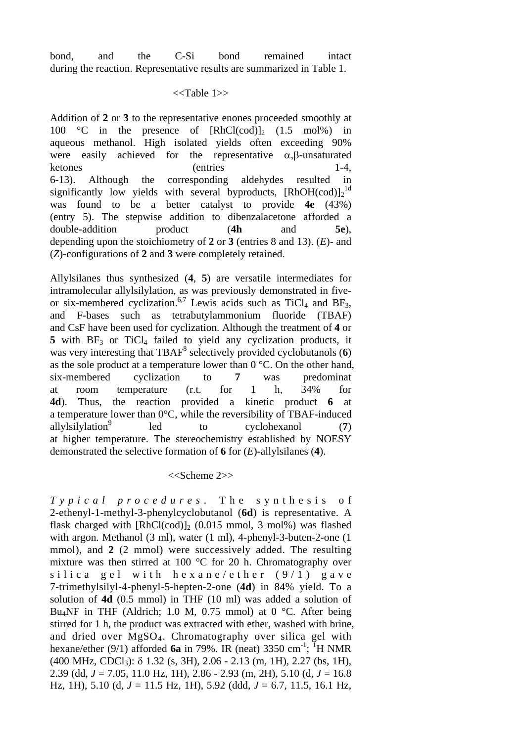bond, and the C-Si bond remained intact during the reaction. Representative results are summarized in Table 1.

<<Table 1>>

Addition of **2** or **3** to the representative enones proceeded smoothly at 100 °C in the presence of $[RhCl(cod)]_2$ (1.5 mol%) in aqueous methanol. High isolated yields often exceeding 90% were easily achieved for the representative α,β-unsaturated ketones (entries 1-4, 6-13). Although the corresponding aldehydes resulted in significantly low yields with several byproducts, $[RhOH(cod)]_2$[1d] was found to be a better catalyst to provide **4e** (43%) (entry 5). The stepwise addition to dibenzalacetone afforded a double-addition product (**4h** and **5e**), depending upon the stoichiometry of **2** or **3** (entries 8 and 13). (*E*)- and (*Z*)-configurations of **2** and **3** were completely retained.

Allylsilanes thus synthesized (**4**, **5**) are versatile intermediates for intramolecular allylsilylation, as was previously demonstrated in five- or six-membered cyclization.[6,7] Lewis acids such as $TiCl_4$ and $BF_3$, and F-bases such as tetrabutylammonium fluoride (TBAF) and CsF have been used for cyclization. Although the treatment of **4** or **5** with $BF_3$ or $TiCl_4$ failed to yield any cyclization products, it was very interesting that TBAF[8] selectively provided cyclobutanols (**6**) as the sole product at a temperature lower than 0 °C. On the other hand, six-membered cyclization to **7** was predominat at room temperature (r.t. for 1 h, 34% for **4d**). Thus, the reaction provided a kinetic product **6** at a temperature lower than 0°C, while the reversibility of TBAF-induced allylsilylation[9] led to cyclohexanol (**7**) at higher temperature. The stereochemistry established by NOESY demonstrated the selective formation of **6** for (*E*)-allylsilanes (**4**).

<<Scheme 2>>

*Typical procedures*. The synthesis of 2-ethenyl-1-methyl-3-phenylcyclobutanol (**6d**) is representative. A flask charged with $[RhCl(cod)]_2$ (0.015 mmol, 3 mol%) was flashed with argon. Methanol (3 ml), water (1 ml), 4-phenyl-3-buten-2-one (1 mmol), and **2** (2 mmol) were successively added. The resulting mixture was then stirred at 100 °C for 20 h. Chromatography over silica gel with hexane/ether (9/1) gave 7-trimethylsilyl-4-phenyl-5-hepten-2-one (**4d**) in 84% yield. To a solution of **4d** (0.5 mmol) in THF (10 ml) was added a solution of $Bu_4NF$ in THF (Aldrich; 1.0 M, 0.75 mmol) at 0 °C. After being stirred for 1 h, the product was extracted with ether, washed with brine, and dried over $MgSO_4$. Chromatography over silica gel with hexane/ether (9/1) afforded **6a** in 79%. IR (neat) 3350 $cm^{-1}$; $^1H$ NMR (400 MHz, $CDCl_3$): δ 1.32 (s, 3H), 2.06 - 2.13 (m, 1H), 2.27 (bs, 1H), 2.39 (dd, $J$ = 7.05, 11.0 Hz, 1H), 2.86 - 2.93 (m, 2H), 5.10 (d, $J$ = 16.8 Hz, 1H), 5.10 (d, $J$ = 11.5 Hz, 1H), 5.92 (ddd, $J$ = 6.7, 11.5, 16.1 Hz,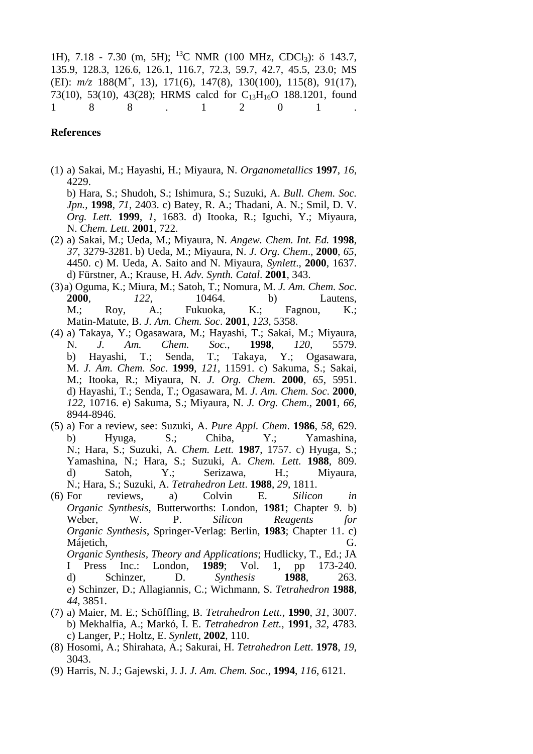1H), 7.18 - 7.30 (m, 5H); $^{13}$C NMR (100 MHz, $CDCl_3$): δ 143.7, 135.9, 128.3, 126.6, 126.1, 116.7, 72.3, 59.7, 42.7, 45.5, 23.0; MS (EI): *m/z* 188($M^+$, 13), 171(6), 147(8), 130(100), 115(8), 91(17), 73(10), 53(10), 43(28); HRMS calcd for $C_{13}H_{16}O$ 188.1201, found 188.1201.

**References**

(1) a) Sakai, M.; Hayashi, H.; Miyaura, N. *Organometallics* **1997**, *16*, 4229.
b) Hara, S.; Shudoh, S.; Ishimura, S.; Suzuki, A. *Bull. Chem. Soc. Jpn.*, **1998**, *71*, 2403. c) Batey, R. A.; Thadani, A. N.; Smil, D. V. *Org. Lett.* **1999**, *1*, 1683. d) Itooka, R.; Iguchi, Y.; Miyaura, N. *Chem. Lett*. **2001**, 722.

(2) a) Sakai, M.; Ueda, M.; Miyaura, N. *Angew. Chem. Int. Ed.* **1998**, *37*, 3279-3281. b) Ueda, M.; Miyaura, N. *J. Org. Chem*., **2000**, *65*, 4450. c) M. Ueda, A. Saito and N. Miyaura, *Synlett*., **2000**, 1637. d) Fürstner, A.; Krause, H. *Adv. Synth. Catal*. **2001**, 343.

(3) a) Oguma, K.; Miura, M.; Satoh, T.; Nomura, M. *J. Am. Chem. Soc*. **2000**, *122*, 10464. b) Lautens, M.; Roy, A.; Fukuoka, K.; Fagnou, K.; Matin-Matute, B. *J. Am. Chem. Soc.* **2001**, *123*, 5358.

(4) a) Takaya, Y.; Ogasawara, M.; Hayashi, T.; Sakai, M.; Miyaura, N. *J. Am. Chem. Soc.*, **1998**, *120*, 5579. b) Hayashi, T.; Senda, T.; Takaya, Y.; Ogasawara, M. *J. Am. Chem. Soc*. **1999**, *121*, 11591. c) Sakuma, S.; Sakai, M.; Itooka, R.; Miyaura, N. *J. Org. Chem.* **2000**, *65*, 5951. d) Hayashi, T.; Senda, T.; Ogasawara, M. *J. Am. Chem. Soc*. **2000**, *122*, 10716. e) Sakuma, S.; Miyaura, N. *J. Org. Chem*., **2001**, *66*, 8944-8946.

(5) a) For a review, see: Suzuki, A. *Pure Appl. Chem*. **1986**, *58*, 629. b) Hyuga, S.; Chiba, Y.; Yamashina, N.; Hara, S.; Suzuki, A. *Chem. Lett.* **1987**, 1757. c) Hyuga, S.; Yamashina, N.; Hara, S.; Suzuki, A. *Chem. Lett*. **1988**, 809. d) Satoh, Y.; Serizawa, H.; Miyaura, N.; Hara, S.; Suzuki, A. *Tetrahedron Lett*. **1988**, *29*, 1811.

(6) For reviews, a) Colvin E. *Silicon in Organic Synthesis*, Butterworths: London, **1981**; Chapter 9. b) Weber, W. P. *Silicon Reagents for Organic Synthesis*, Springer-Verlag: Berlin, **1983**; Chapter 11. c) Májetich, G. *Organic Synthesis, Theory and Applications*; Hudlicky, T., Ed.; JAI Press Inc.: London, **1989**; Vol. 1, pp 173-240. d) Schinzer, D. *Synthesis* **1988**, 263. e) Schinzer, D.; Allagiannis, C.; Wichmann, S. *Tetrahedron* **1988**, *44*, 3851.

(7) a) Maier, M. E.; Schöffling, B. *Tetrahedron Lett.*, **1990**, *31*, 3007. b) Mekhalfia, A.; Markó, I. E. *Tetrahedron Lett.*, **1991**, *32*, 4783. c) Langer, P.; Holtz, E. *Synlett*, **2002**, 110.

(8) Hosomi, A.; Shirahata, A.; Sakurai, H. *Tetrahedron Lett*. **1978**, *19*, 3043.

(9) Harris, N. J.; Gajewski, J. J. *J. Am. Chem. Soc.*, **1994**, *116*, 6121.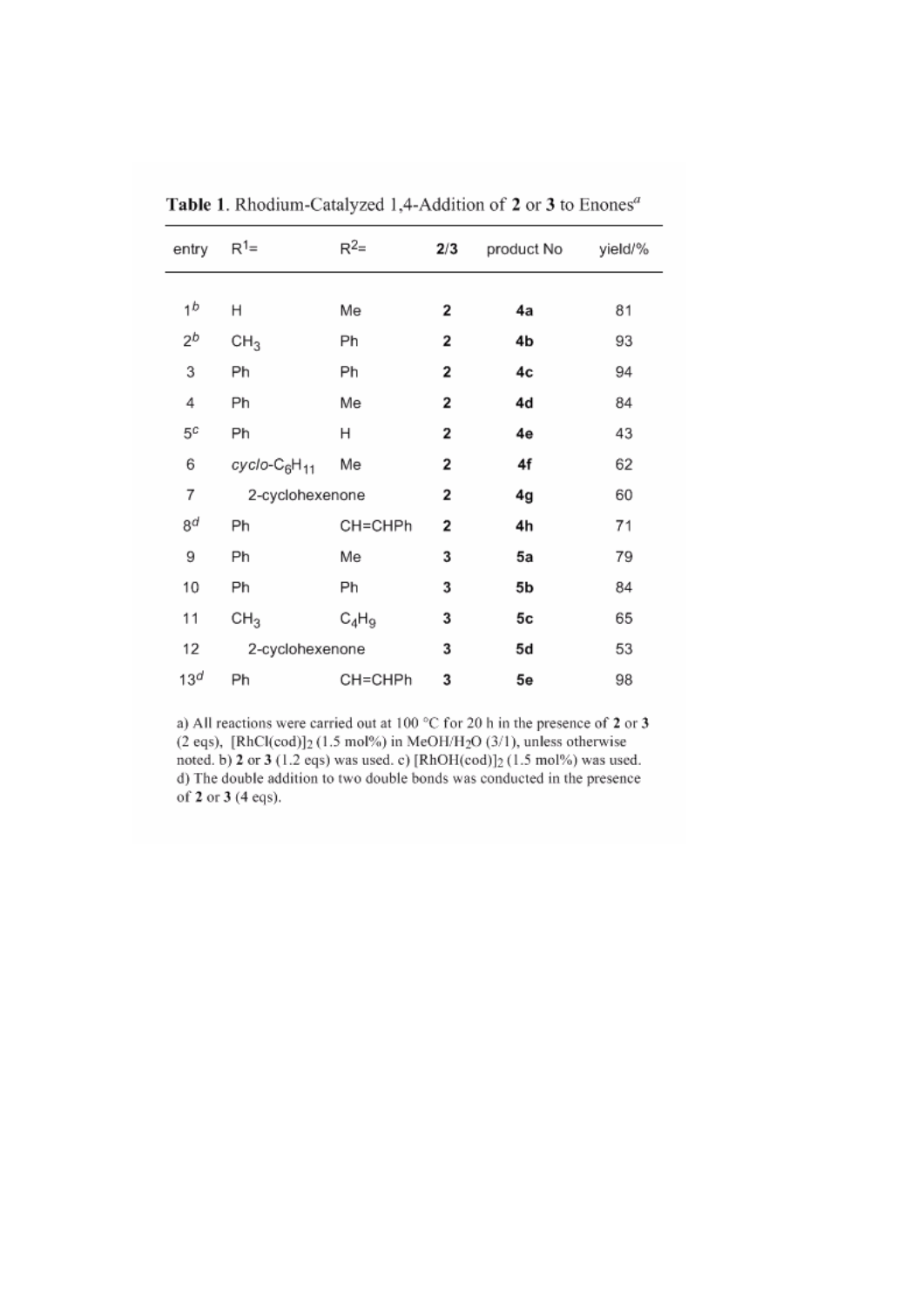**Table 1**. Rhodium-Catalyzed 1,4-Addition of **2** or **3** to Enones[a]

| entry | $R^1$= | $R^2$= | **2**/**3** | product No | yield/% |
|---|---|---|---|---|---|
| 1[b] | H | Me | **2** | **4a** | 81 |
| 2[b] | $CH_3$ | Ph | **2** | **4b** | 93 |
| 3 | Ph | Ph | **2** | **4c** | 94 |
| 4 | Ph | Me | **2** | **4d** | 84 |
| 5[c] | Ph | H | **2** | **4e** | 43 |
| 6 | *cyclo*-$C_6H_{11}$ | Me | **2** | **4f** | 62 |
| 7 | 2-cyclohexenone | | **2** | **4g** | 60 |
| 8[d] | Ph | CH=CHPh | **2** | **4h** | 71 |
| 9 | Ph | Me | **3** | **5a** | 79 |
| 10 | Ph | Ph | **3** | **5b** | 84 |
| 11 | $CH_3$ | $C_4H_9$ | **3** | **5c** | 65 |
| 12 | 2-cyclohexenone | | **3** | **5d** | 53 |
| 13[d] | Ph | CH=CHPh | **3** | **5e** | 98 |

a) All reactions were carried out at 100 °C for 20 h in the presence of **2** or **3** (2 eqs), $[RhCl(cod)]_2$ (1.5 mol%) in $MeOH/H_2O$ (3/1), unless otherwise noted. b) **2** or **3** (1.2 eqs) was used. c) $[RhOH(cod)]_2$ (1.5 mol%) was used. d) The double addition to two double bonds was conducted in the presence of **2** or **3** (4 eqs).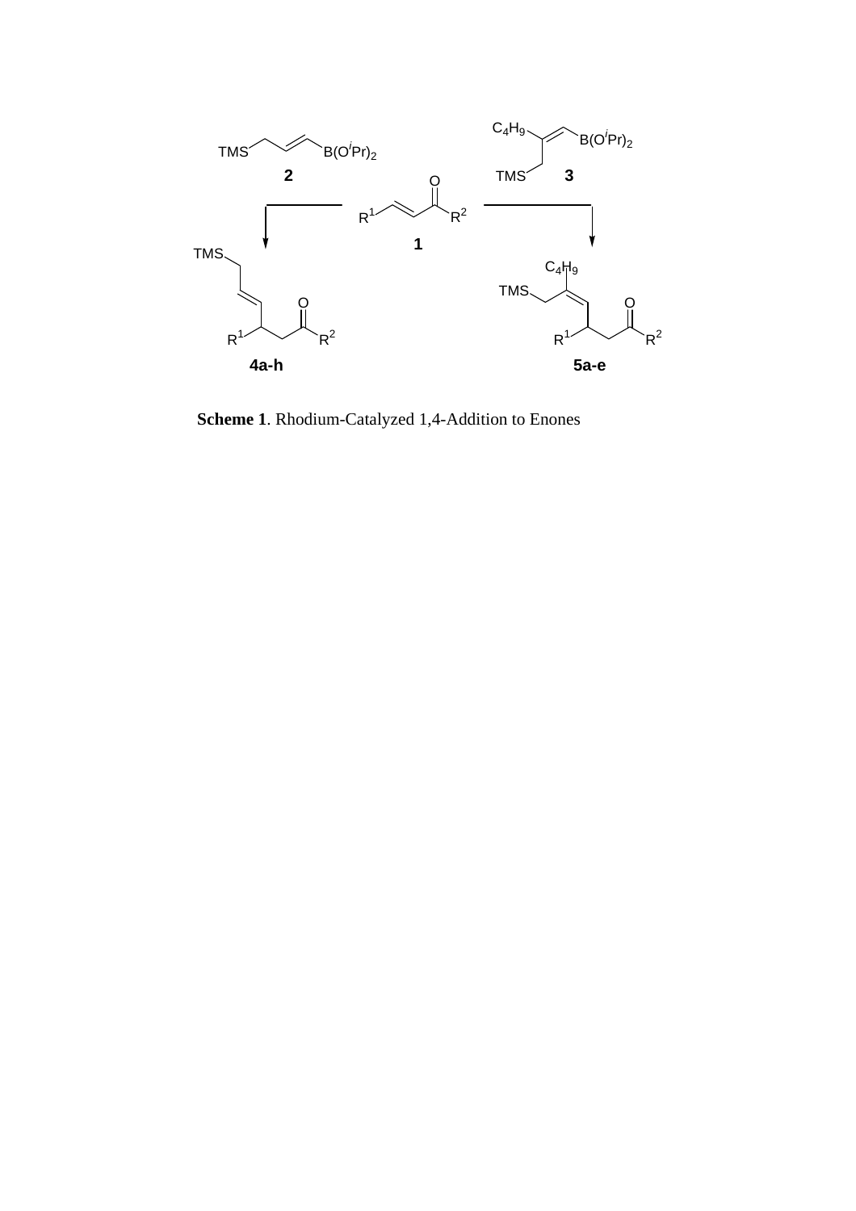**Scheme 1**. Rhodium-Catalyzed 1,4-Addition to Enones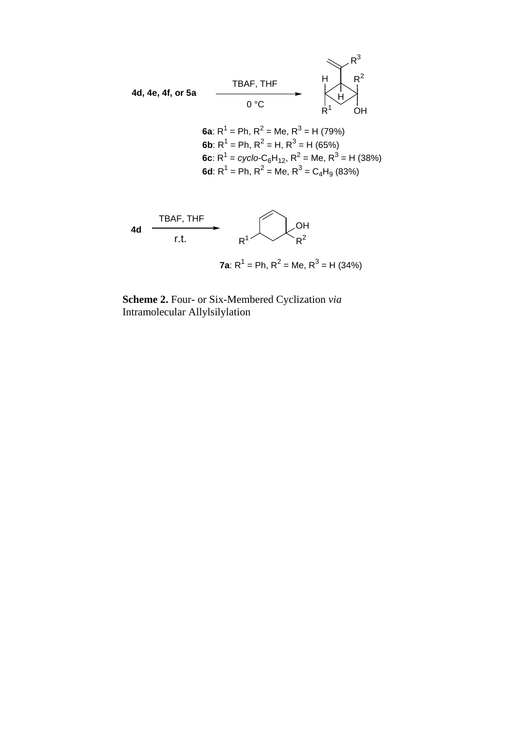4d, 4e, 4f, or 5a

TBAF, THF

0 °C

H

$R^2$

$R^3$

H

$R^1$

OH

**6a**: $R^1$ = Ph, $R^2$ = Me, $R^3$ = H (79%)
**6b**: $R^1$ = Ph, $R^2$ = H, $R^3$ = H (65%)
**6c**: $R^1$ = *cyclo*-$C_6H_{12}$, $R^2$ = Me, $R^3$ = H (38%)
**6d**: $R^1$ = Ph, $R^2$ = Me, $R^3$ = $C_4H_9$ (83%)

4d

TBAF, THF

r.t.

OH

$R^1$

$R^2$

**7a**: $R^1$ = Ph, $R^2$ = Me, $R^3$ = H (34%)

**Scheme 2.** Four- or Six-Membered Cyclization *via* Intramolecular Allylsilylation